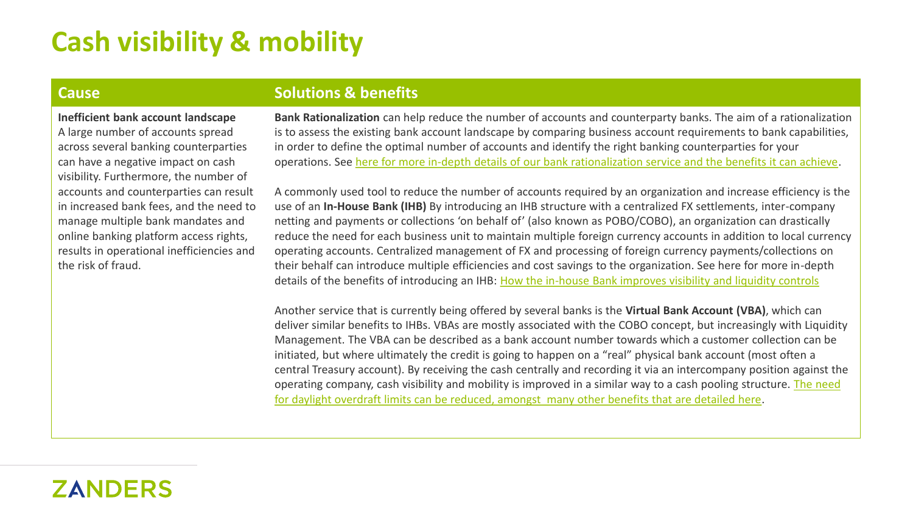# Cash visibility & mobility

| Cause | Solutions & benefits |
| --- | --- |
| **Inefficient bank account landscape**<br>A large number of accounts spread across several banking counterparties can have a negative impact on cash visibility. Furthermore, the number of accounts and counterparties can result in increased bank fees, and the need to manage multiple bank mandates and online banking platform access rights, results in operational inefficiencies and the risk of fraud. | **Bank Rationalization** can help reduce the number of accounts and counterparty banks. The aim of a rationalization is to assess the existing bank account landscape by comparing business account requirements to bank capabilities, in order to define the optimal number of accounts and identify the right banking counterparties for your operations. See here for more in-depth details of our bank rationalization service and the benefits it can achieve.<br><br>A commonly used tool to reduce the number of accounts required by an organization and increase efficiency is the use of an **In-House Bank (IHB)** By introducing an IHB structure with a centralized FX settlements, inter-company netting and payments or collections 'on behalf of' (also known as POBO/COBO), an organization can drastically reduce the need for each business unit to maintain multiple foreign currency accounts in addition to local currency operating accounts. Centralized management of FX and processing of foreign currency payments/collections on their behalf can introduce multiple efficiencies and cost savings to the organization. See here for more in-depth details of the benefits of introducing an IHB: How the in-house Bank improves visibility and liquidity controls<br><br>Another service that is currently being offered by several banks is the **Virtual Bank Account (VBA)**, which can deliver similar benefits to IHBs. VBAs are mostly associated with the COBO concept, but increasingly with Liquidity Management. The VBA can be described as a bank account number towards which a customer collection can be initiated, but where ultimately the credit is going to happen on a "real" physical bank account (most often a central Treasury account). By receiving the cash centrally and recording it via an intercompany position against the operating company, cash visibility and mobility is improved in a similar way to a cash pooling structure. The need for daylight overdraft limits can be reduced, amongst many other benefits that are detailed here. |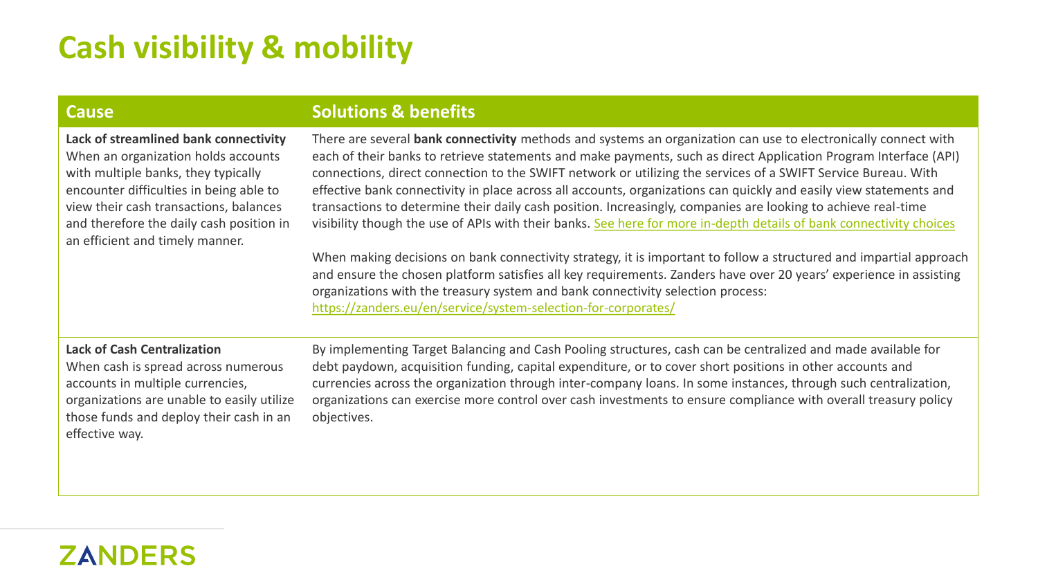# Cash visibility & mobility

| Cause | Solutions & benefits |
| --- | --- |
| **Lack of streamlined bank connectivity** When an organization holds accounts with multiple banks, they typically encounter difficulties in being able to view their cash transactions, balances and therefore the daily cash position in an efficient and timely manner. | There are several **bank connectivity** methods and systems an organization can use to electronically connect with each of their banks to retrieve statements and make payments, such as direct Application Program Interface (API) connections, direct connection to the SWIFT network or utilizing the services of a SWIFT Service Bureau. With effective bank connectivity in place across all accounts, organizations can quickly and easily view statements and transactions to determine their daily cash position. Increasingly, companies are looking to achieve real-time visibility though the use of APIs with their banks. See here for more in-depth details of bank connectivity choices<br><br>When making decisions on bank connectivity strategy, it is important to follow a structured and impartial approach and ensure the chosen platform satisfies all key requirements. Zanders have over 20 years' experience in assisting organizations with the treasury system and bank connectivity selection process: https://zanders.eu/en/service/system-selection-for-corporates/ |
| **Lack of Cash Centralization** When cash is spread across numerous accounts in multiple currencies, organizations are unable to easily utilize those funds and deploy their cash in an effective way. | By implementing Target Balancing and Cash Pooling structures, cash can be centralized and made available for debt paydown, acquisition funding, capital expenditure, or to cover short positions in other accounts and currencies across the organization through inter-company loans. In some instances, through such centralization, organizations can exercise more control over cash investments to ensure compliance with overall treasury policy objectives. |

ZANDERS